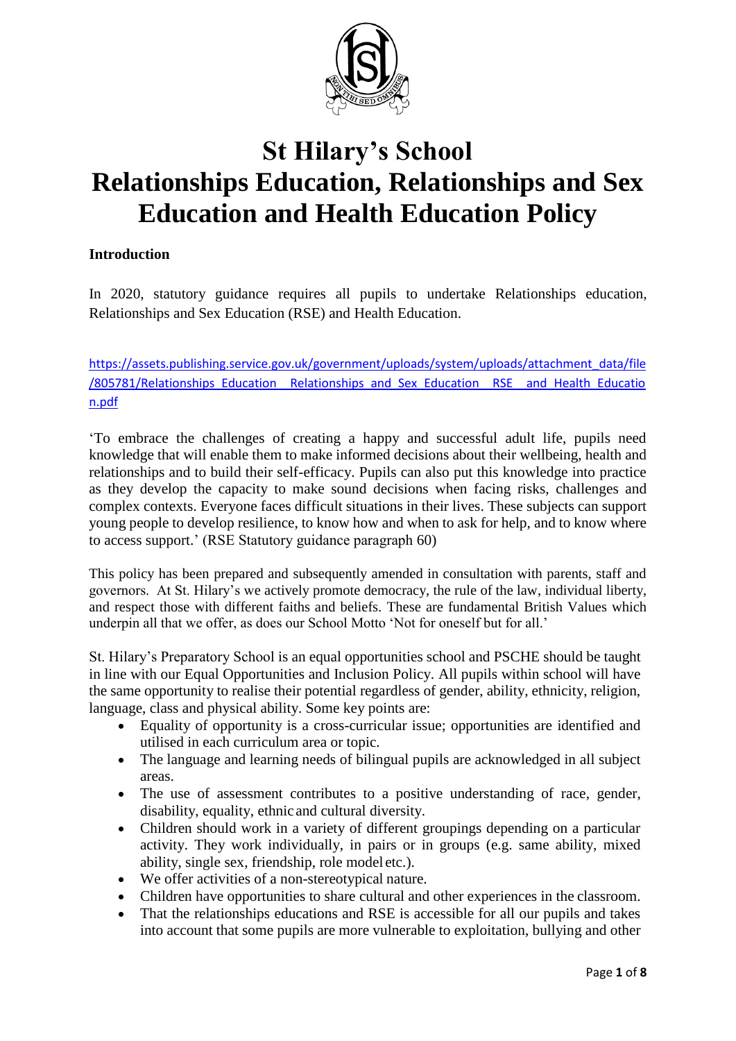# St Hilary's School
# Relationships Education, Relationships and Sex Education and Health Education Policy

**Introduction**

In 2020, statutory guidance requires all pupils to undertake Relationships education, Relationships and Sex Education (RSE) and Health Education.

https://assets.publishing.service.gov.uk/government/uploads/system/uploads/attachment_data/file/805781/Relationships_Education__Relationships_and_Sex_Education__RSE__and_Health_Education.pdf

'To embrace the challenges of creating a happy and successful adult life, pupils need knowledge that will enable them to make informed decisions about their wellbeing, health and relationships and to build their self-efficacy. Pupils can also put this knowledge into practice as they develop the capacity to make sound decisions when facing risks, challenges and complex contexts. Everyone faces difficult situations in their lives. These subjects can support young people to develop resilience, to know how and when to ask for help, and to know where to access support.' (RSE Statutory guidance paragraph 60)

This policy has been prepared and subsequently amended in consultation with parents, staff and governors. At St. Hilary's we actively promote democracy, the rule of the law, individual liberty, and respect those with different faiths and beliefs. These are fundamental British Values which underpin all that we offer, as does our School Motto 'Not for oneself but for all.'

St. Hilary's Preparatory School is an equal opportunities school and PSCHE should be taught in line with our Equal Opportunities and Inclusion Policy. All pupils within school will have the same opportunity to realise their potential regardless of gender, ability, ethnicity, religion, language, class and physical ability. Some key points are:

- Equality of opportunity is a cross-curricular issue; opportunities are identified and utilised in each curriculum area or topic.
- The language and learning needs of bilingual pupils are acknowledged in all subject areas.
- The use of assessment contributes to a positive understanding of race, gender, disability, equality, ethnic and cultural diversity.
- Children should work in a variety of different groupings depending on a particular activity. They work individually, in pairs or in groups (e.g. same ability, mixed ability, single sex, friendship, role model etc.).
- We offer activities of a non-stereotypical nature.
- Children have opportunities to share cultural and other experiences in the classroom.
- That the relationships educations and RSE is accessible for all our pupils and takes into account that some pupils are more vulnerable to exploitation, bullying and other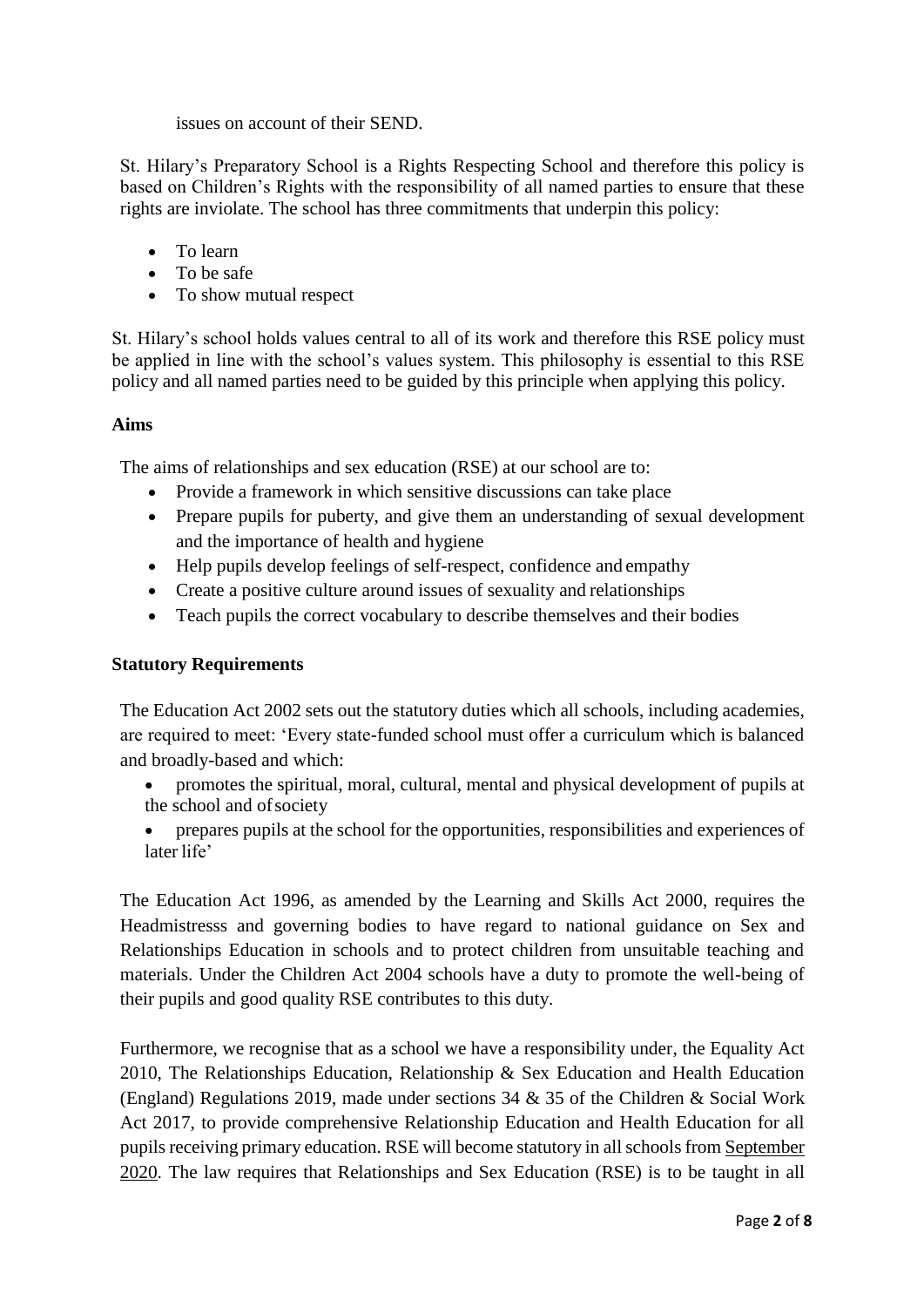issues on account of their SEND.

St. Hilary's Preparatory School is a Rights Respecting School and therefore this policy is based on Children's Rights with the responsibility of all named parties to ensure that these rights are inviolate. The school has three commitments that underpin this policy:

- To learn
- To be safe
- To show mutual respect

St. Hilary's school holds values central to all of its work and therefore this RSE policy must be applied in line with the school's values system. This philosophy is essential to this RSE policy and all named parties need to be guided by this principle when applying this policy.

**Aims**

The aims of relationships and sex education (RSE) at our school are to:

- Provide a framework in which sensitive discussions can take place
- Prepare pupils for puberty, and give them an understanding of sexual development and the importance of health and hygiene
- Help pupils develop feelings of self-respect, confidence and empathy
- Create a positive culture around issues of sexuality and relationships
- Teach pupils the correct vocabulary to describe themselves and their bodies

**Statutory Requirements**

The Education Act 2002 sets out the statutory duties which all schools, including academies, are required to meet: 'Every state-funded school must offer a curriculum which is balanced and broadly-based and which:

- promotes the spiritual, moral, cultural, mental and physical development of pupils at the school and of society
- prepares pupils at the school for the opportunities, responsibilities and experiences of later life'

The Education Act 1996, as amended by the Learning and Skills Act 2000, requires the Headmistresss and governing bodies to have regard to national guidance on Sex and Relationships Education in schools and to protect children from unsuitable teaching and materials. Under the Children Act 2004 schools have a duty to promote the well-being of their pupils and good quality RSE contributes to this duty.

Furthermore, we recognise that as a school we have a responsibility under, the Equality Act 2010, The Relationships Education, Relationship & Sex Education and Health Education (England) Regulations 2019, made under sections 34 & 35 of the Children & Social Work Act 2017, to provide comprehensive Relationship Education and Health Education for all pupils receiving primary education. RSE will become statutory in all schools from September 2020. The law requires that Relationships and Sex Education (RSE) is to be taught in all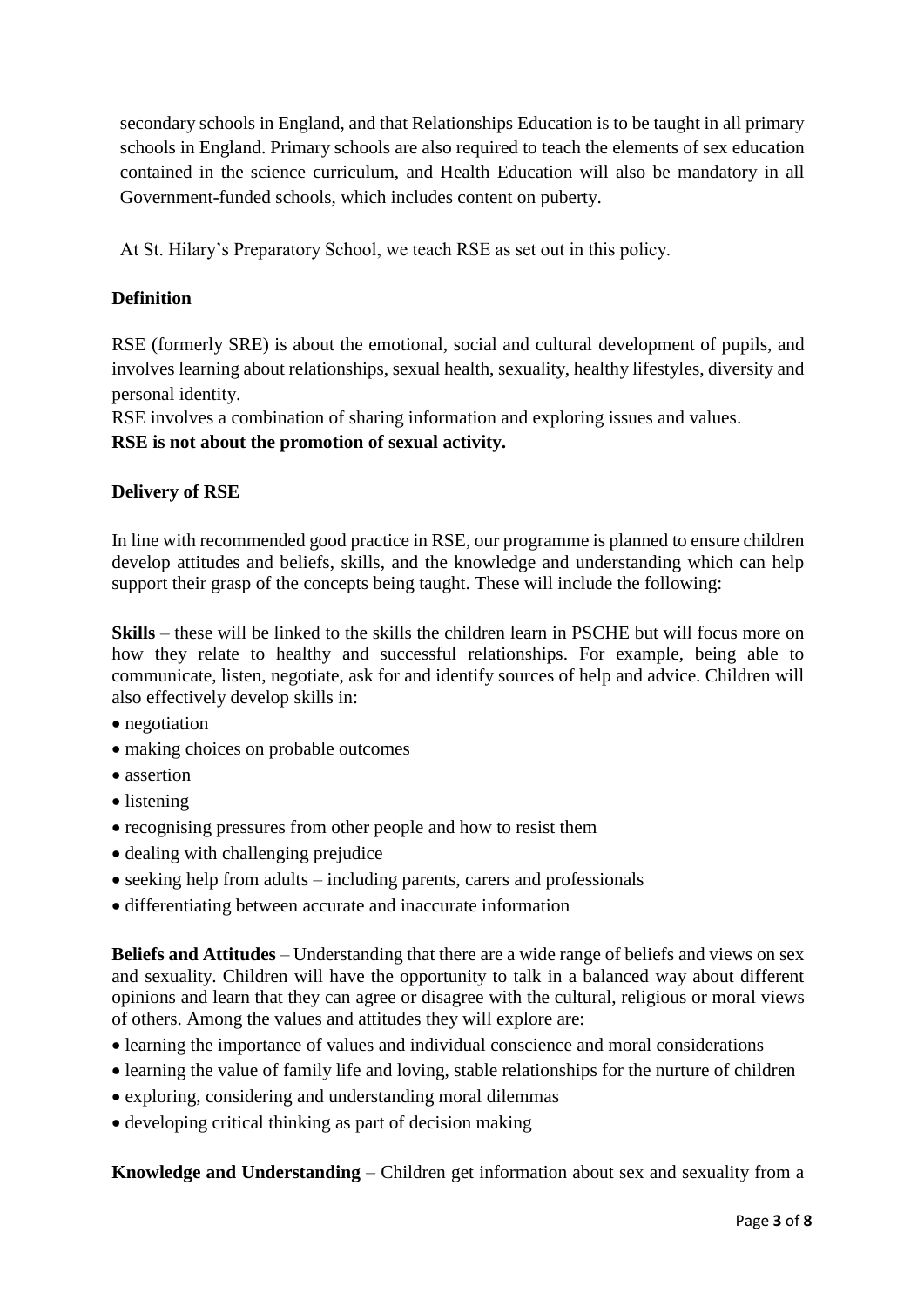secondary schools in England, and that Relationships Education is to be taught in all primary schools in England. Primary schools are also required to teach the elements of sex education contained in the science curriculum, and Health Education will also be mandatory in all Government-funded schools, which includes content on puberty.

At St. Hilary's Preparatory School, we teach RSE as set out in this policy.

**Definition**

RSE (formerly SRE) is about the emotional, social and cultural development of pupils, and involves learning about relationships, sexual health, sexuality, healthy lifestyles, diversity and personal identity.

RSE involves a combination of sharing information and exploring issues and values.

**RSE is not about the promotion of sexual activity.**

**Delivery of RSE**

In line with recommended good practice in RSE, our programme is planned to ensure children develop attitudes and beliefs, skills, and the knowledge and understanding which can help support their grasp of the concepts being taught. These will include the following:

**Skills** – these will be linked to the skills the children learn in PSCHE but will focus more on how they relate to healthy and successful relationships. For example, being able to communicate, listen, negotiate, ask for and identify sources of help and advice. Children will also effectively develop skills in:

- negotiation
- making choices on probable outcomes
- assertion
- listening
- recognising pressures from other people and how to resist them
- dealing with challenging prejudice
- seeking help from adults – including parents, carers and professionals
- differentiating between accurate and inaccurate information

**Beliefs and Attitudes** – Understanding that there are a wide range of beliefs and views on sex and sexuality. Children will have the opportunity to talk in a balanced way about different opinions and learn that they can agree or disagree with the cultural, religious or moral views of others. Among the values and attitudes they will explore are:

- learning the importance of values and individual conscience and moral considerations
- learning the value of family life and loving, stable relationships for the nurture of children
- exploring, considering and understanding moral dilemmas
- developing critical thinking as part of decision making

**Knowledge and Understanding** – Children get information about sex and sexuality from a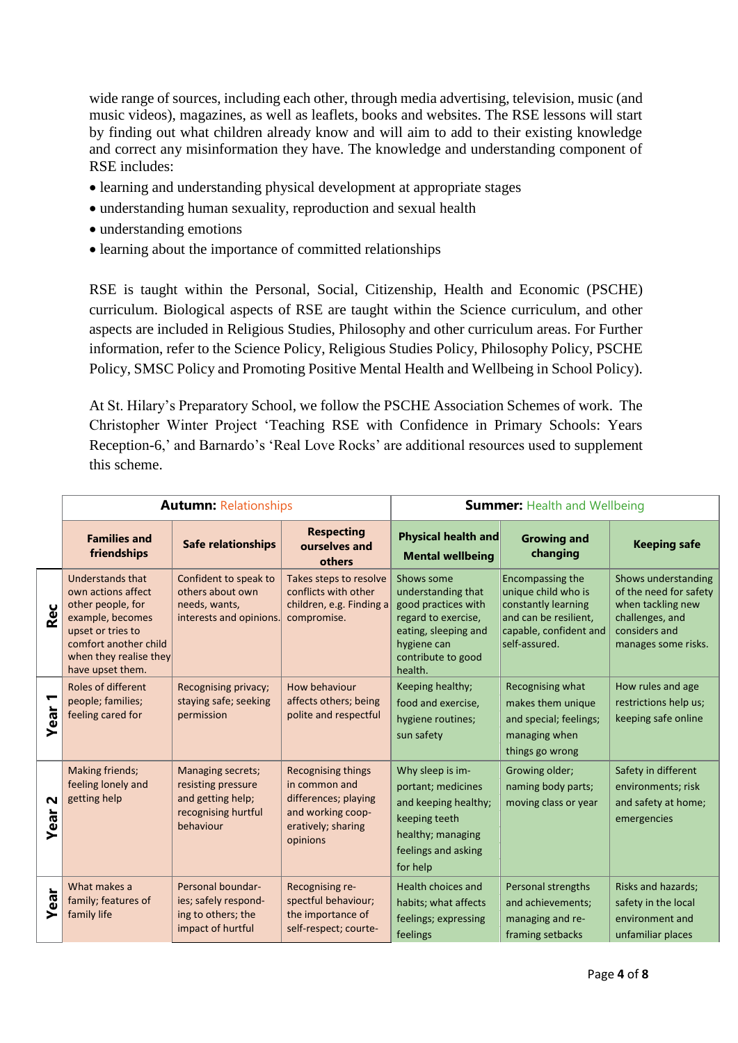wide range of sources, including each other, through media advertising, television, music (and music videos), magazines, as well as leaflets, books and websites. The RSE lessons will start by finding out what children already know and will aim to add to their existing knowledge and correct any misinformation they have. The knowledge and understanding component of RSE includes:

- learning and understanding physical development at appropriate stages
- understanding human sexuality, reproduction and sexual health
- understanding emotions
- learning about the importance of committed relationships

RSE is taught within the Personal, Social, Citizenship, Health and Economic (PSCHE) curriculum. Biological aspects of RSE are taught within the Science curriculum, and other aspects are included in Religious Studies, Philosophy and other curriculum areas. For Further information, refer to the Science Policy, Religious Studies Policy, Philosophy Policy, PSCHE Policy, SMSC Policy and Promoting Positive Mental Health and Wellbeing in School Policy).

At St. Hilary's Preparatory School, we follow the PSCHE Association Schemes of work. The Christopher Winter Project 'Teaching RSE with Confidence in Primary Schools: Years Reception-6,' and Barnardo's 'Real Love Rocks' are additional resources used to supplement this scheme.

| | **Autumn:** Relationships | | | **Summer:** Health and Wellbeing | | |
|---|---|---|---|---|---|---|
| | **Families and friendships** | **Safe relationships** | **Respecting ourselves and others** | **Physical health and Mental wellbeing** | **Growing and changing** | **Keeping safe** |
| **Rec** | Understands that own actions affect other people, for example, becomes upset or tries to comfort another child when they realise they have upset them. | Confident to speak to others about own needs, wants, interests and opinions. | Takes steps to resolve conflicts with other children, e.g. Finding a compromise. | Shows some understanding that good practices with regard to exercise, eating, sleeping and hygiene can contribute to good health. | Encompassing the unique child who is constantly learning and can be resilient, capable, confident and self-assured. | Shows understanding of the need for safety when tackling new challenges, and considers and manages some risks. |
| **Year 1** | Roles of different people; families; feeling cared for | Recognising privacy; staying safe; seeking permission | How behaviour affects others; being polite and respectful | Keeping healthy; food and exercise, hygiene routines; sun safety | Recognising what makes them unique and special; feelings; managing when things go wrong | How rules and age restrictions help us; keeping safe online |
| **Year 2** | Making friends; feeling lonely and getting help | Managing secrets; resisting pressure and getting help; recognising hurtful behaviour | Recognising things in common and differences; playing and working coop-eratively; sharing opinions | Why sleep is im-portant; medicines and keeping healthy; keeping teeth healthy; managing feelings and asking for help | Growing older; naming body parts; moving class or year | Safety in different environments; risk and safety at home; emergencies |
| **Year** | What makes a family; features of family life | Personal boundar-ies; safely respond-ing to others; the impact of hurtful | Recognising re-spectful behaviour; the importance of self-respect; courte- | Health choices and habits; what affects feelings; expressing feelings | Personal strengths and achievements; managing and re-framing setbacks | Risks and hazards; safety in the local environment and unfamiliar places |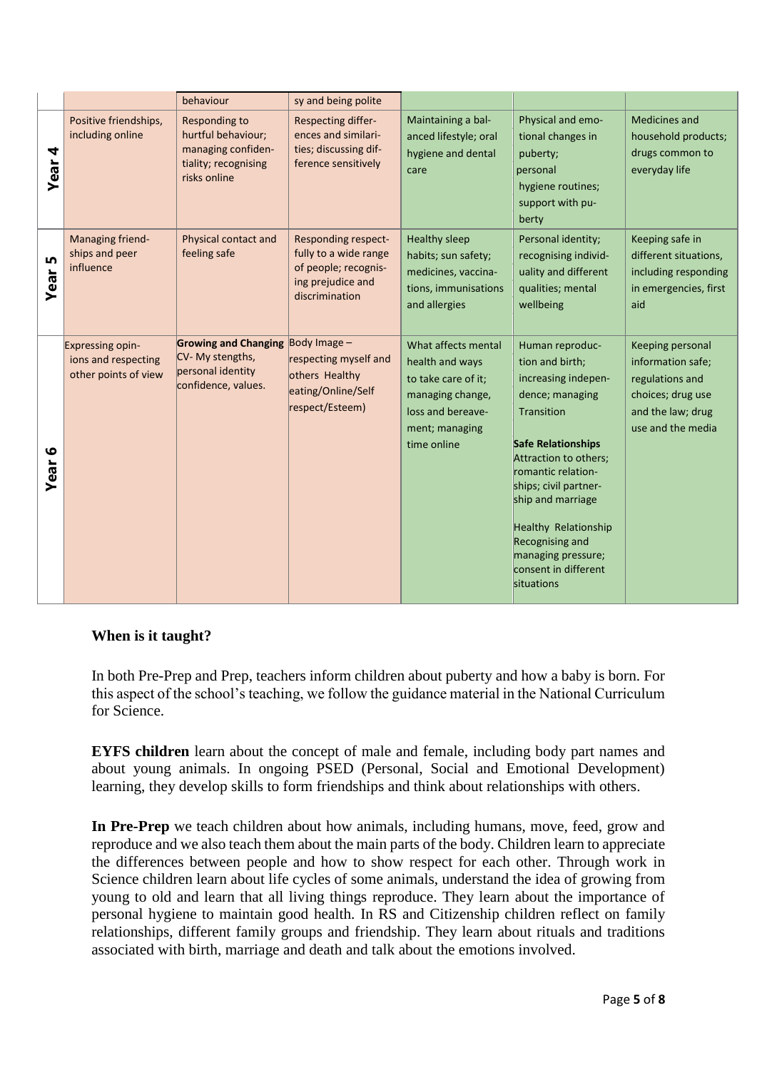| | | | | | | |
|---|---|---|---|---|---|---|
| | | behaviour | sy and being polite | | | |
| **Year 4** | Positive friendships, including online | Responding to hurtful behaviour; managing confidentiality; recognising risks online | Respecting differences and similarities; discussing difference sensitively | Maintaining a balanced lifestyle; oral hygiene and dental care | Physical and emotional changes in puberty; personal hygiene routines; support with puberty | Medicines and household products; drugs common to everyday life |
| **Year 5** | Managing friendships and peer influence | Physical contact and feeling safe | Responding respectfully to a wide range of people; recognising prejudice and discrimination | Healthy sleep habits; sun safety; medicines, vaccinations, immunisations and allergies | Personal identity; recognising individuality and different qualities; mental wellbeing | Keeping safe in different situations, including responding in emergencies, first aid |
| **Year 6** | Expressing opinions and respecting other points of view | **Growing and Changing** CV- My stengths, personal identity confidence, values. | Body Image – respecting myself and others Healthy eating/Online/Self respect/Esteem) | What affects mental health and ways to take care of it; managing change, loss and bereavement; managing time online | Human reproduction and birth; increasing independence; managing Transition<br><br>**Safe Relationships** Attraction to others; romantic relationships; civil partnership and marriage<br><br>Healthy Relationship Recognising and managing pressure; consent in different situations | Keeping personal information safe; regulations and choices; drug use and the law; drug use and the media |

**When is it taught?**

In both Pre-Prep and Prep, teachers inform children about puberty and how a baby is born. For this aspect of the school's teaching, we follow the guidance material in the National Curriculum for Science.

**EYFS children** learn about the concept of male and female, including body part names and about young animals. In ongoing PSED (Personal, Social and Emotional Development) learning, they develop skills to form friendships and think about relationships with others.

**In Pre-Prep** we teach children about how animals, including humans, move, feed, grow and reproduce and we also teach them about the main parts of the body. Children learn to appreciate the differences between people and how to show respect for each other. Through work in Science children learn about life cycles of some animals, understand the idea of growing from young to old and learn that all living things reproduce. They learn about the importance of personal hygiene to maintain good health. In RS and Citizenship children reflect on family relationships, different family groups and friendship. They learn about rituals and traditions associated with birth, marriage and death and talk about the emotions involved.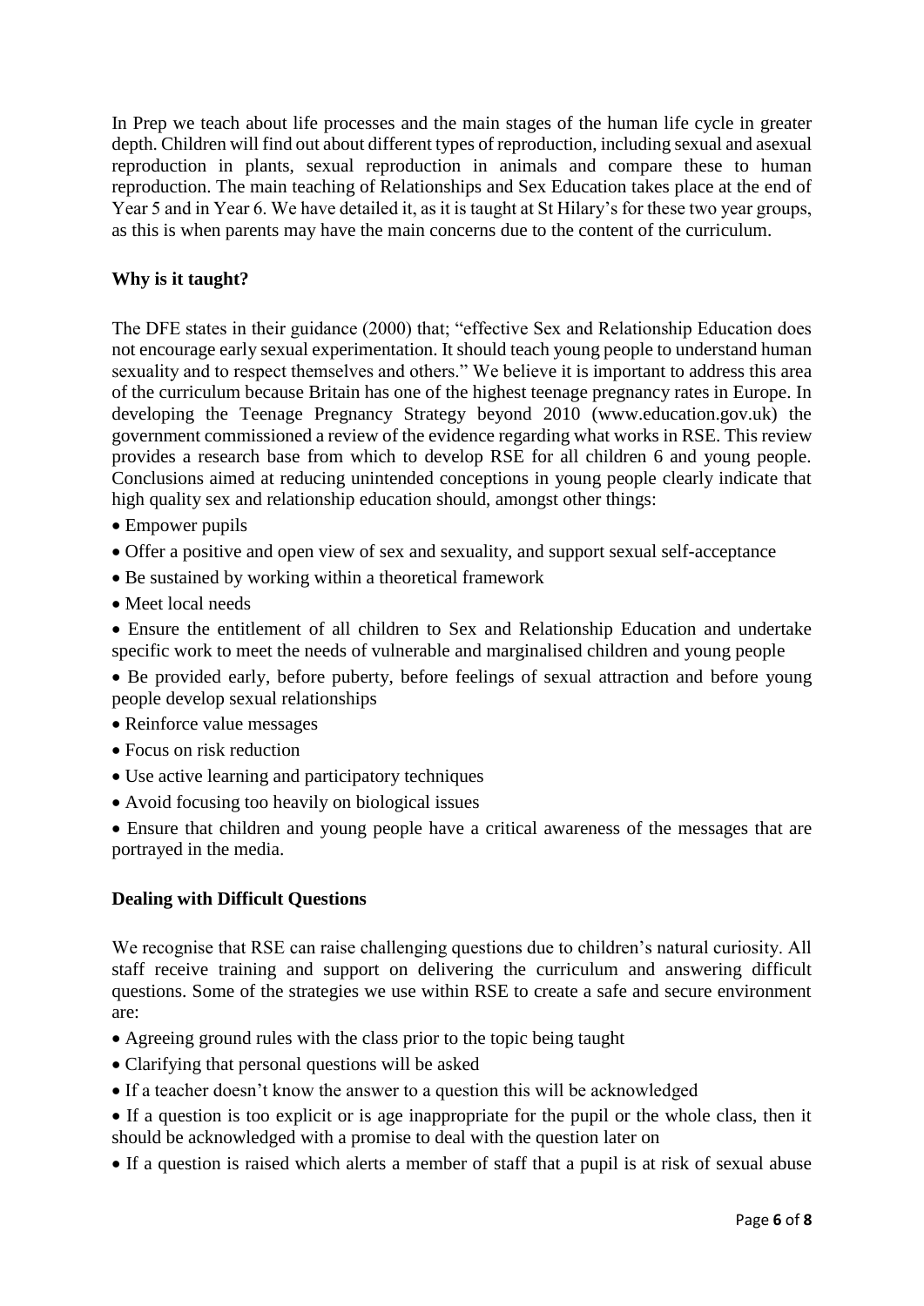In Prep we teach about life processes and the main stages of the human life cycle in greater depth. Children will find out about different types of reproduction, including sexual and asexual reproduction in plants, sexual reproduction in animals and compare these to human reproduction. The main teaching of Relationships and Sex Education takes place at the end of Year 5 and in Year 6. We have detailed it, as it is taught at St Hilary's for these two year groups, as this is when parents may have the main concerns due to the content of the curriculum.

**Why is it taught?**

The DFE states in their guidance (2000) that; "effective Sex and Relationship Education does not encourage early sexual experimentation. It should teach young people to understand human sexuality and to respect themselves and others." We believe it is important to address this area of the curriculum because Britain has one of the highest teenage pregnancy rates in Europe. In developing the Teenage Pregnancy Strategy beyond 2010 (www.education.gov.uk) the government commissioned a review of the evidence regarding what works in RSE. This review provides a research base from which to develop RSE for all children 6 and young people. Conclusions aimed at reducing unintended conceptions in young people clearly indicate that high quality sex and relationship education should, amongst other things:

- Empower pupils
- Offer a positive and open view of sex and sexuality, and support sexual self-acceptance
- Be sustained by working within a theoretical framework
- Meet local needs
- Ensure the entitlement of all children to Sex and Relationship Education and undertake specific work to meet the needs of vulnerable and marginalised children and young people
- Be provided early, before puberty, before feelings of sexual attraction and before young people develop sexual relationships
- Reinforce value messages
- Focus on risk reduction
- Use active learning and participatory techniques
- Avoid focusing too heavily on biological issues
- Ensure that children and young people have a critical awareness of the messages that are portrayed in the media.

**Dealing with Difficult Questions**

We recognise that RSE can raise challenging questions due to children's natural curiosity. All staff receive training and support on delivering the curriculum and answering difficult questions. Some of the strategies we use within RSE to create a safe and secure environment are:

- Agreeing ground rules with the class prior to the topic being taught
- Clarifying that personal questions will be asked
- If a teacher doesn't know the answer to a question this will be acknowledged
- If a question is too explicit or is age inappropriate for the pupil or the whole class, then it should be acknowledged with a promise to deal with the question later on
- If a question is raised which alerts a member of staff that a pupil is at risk of sexual abuse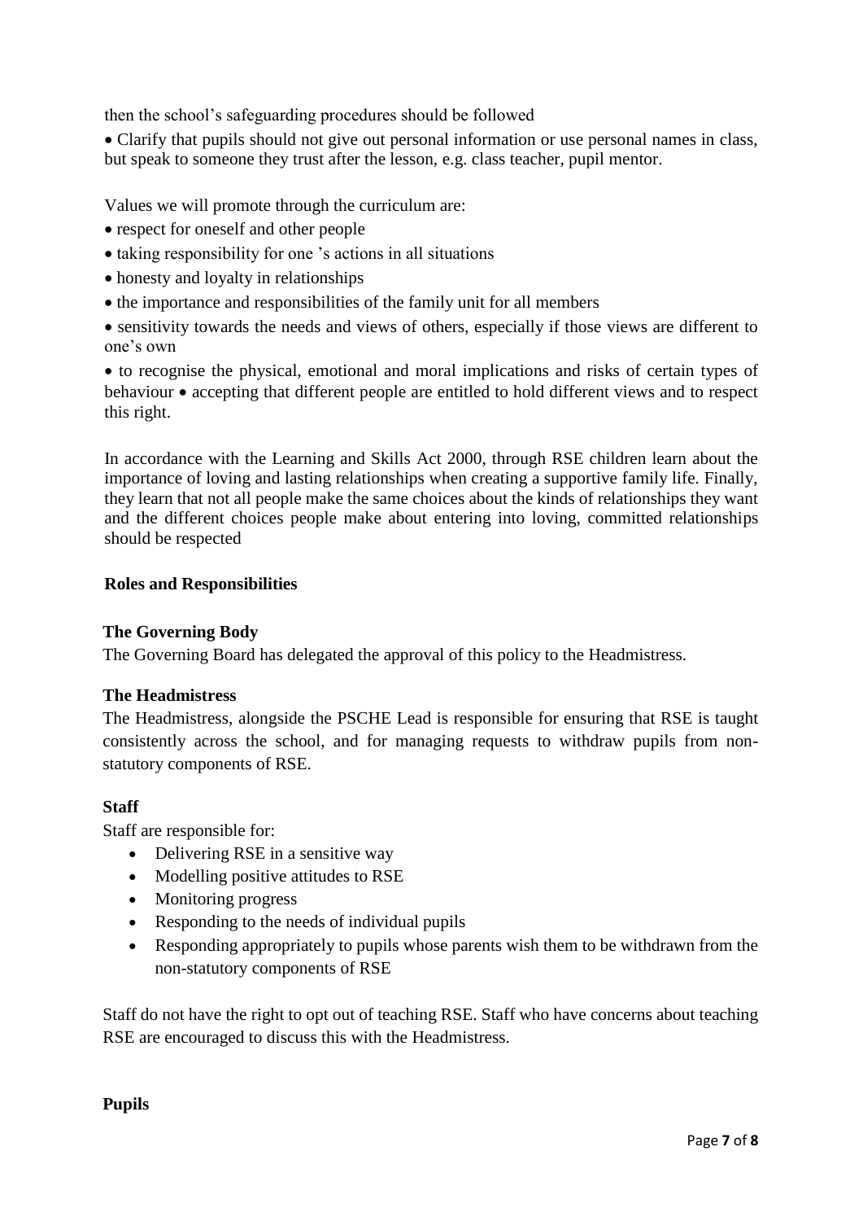then the school's safeguarding procedures should be followed

- Clarify that pupils should not give out personal information or use personal names in class, but speak to someone they trust after the lesson, e.g. class teacher, pupil mentor.

Values we will promote through the curriculum are:

- respect for oneself and other people
- taking responsibility for one 's actions in all situations
- honesty and loyalty in relationships
- the importance and responsibilities of the family unit for all members
- sensitivity towards the needs and views of others, especially if those views are different to one's own
- to recognise the physical, emotional and moral implications and risks of certain types of behaviour • accepting that different people are entitled to hold different views and to respect this right.

In accordance with the Learning and Skills Act 2000, through RSE children learn about the importance of loving and lasting relationships when creating a supportive family life. Finally, they learn that not all people make the same choices about the kinds of relationships they want and the different choices people make about entering into loving, committed relationships should be respected

## Roles and Responsibilities

### The Governing Body

The Governing Board has delegated the approval of this policy to the Headmistress.

### The Headmistress

The Headmistress, alongside the PSCHE Lead is responsible for ensuring that RSE is taught consistently across the school, and for managing requests to withdraw pupils from non-statutory components of RSE.

### Staff

Staff are responsible for:

- Delivering RSE in a sensitive way
- Modelling positive attitudes to RSE
- Monitoring progress
- Responding to the needs of individual pupils
- Responding appropriately to pupils whose parents wish them to be withdrawn from the non-statutory components of RSE

Staff do not have the right to opt out of teaching RSE. Staff who have concerns about teaching RSE are encouraged to discuss this with the Headmistress.

### Pupils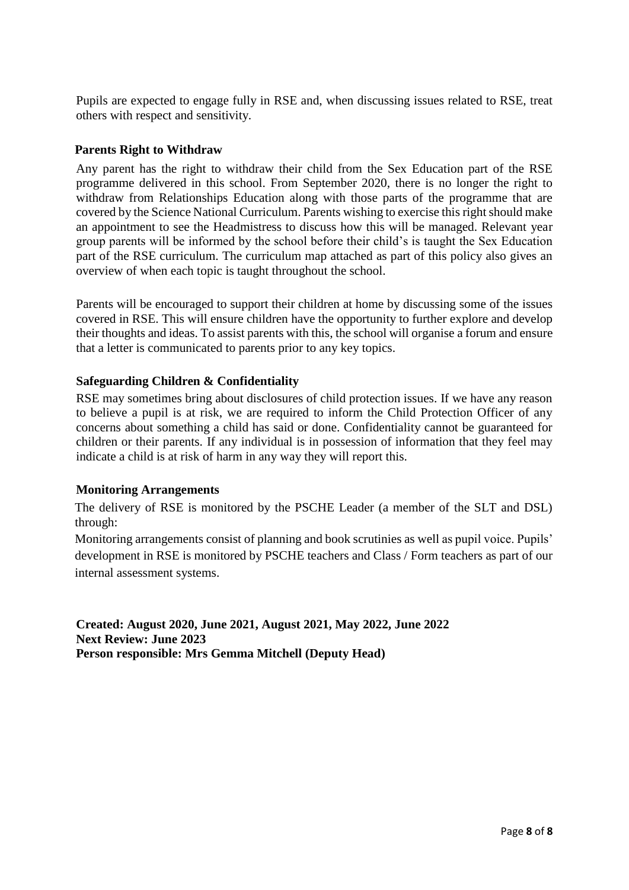Pupils are expected to engage fully in RSE and, when discussing issues related to RSE, treat others with respect and sensitivity.

## Parents Right to Withdraw

Any parent has the right to withdraw their child from the Sex Education part of the RSE programme delivered in this school. From September 2020, there is no longer the right to withdraw from Relationships Education along with those parts of the programme that are covered by the Science National Curriculum. Parents wishing to exercise this right should make an appointment to see the Headmistress to discuss how this will be managed. Relevant year group parents will be informed by the school before their child's is taught the Sex Education part of the RSE curriculum. The curriculum map attached as part of this policy also gives an overview of when each topic is taught throughout the school.

Parents will be encouraged to support their children at home by discussing some of the issues covered in RSE. This will ensure children have the opportunity to further explore and develop their thoughts and ideas. To assist parents with this, the school will organise a forum and ensure that a letter is communicated to parents prior to any key topics.

## Safeguarding Children & Confidentiality

RSE may sometimes bring about disclosures of child protection issues. If we have any reason to believe a pupil is at risk, we are required to inform the Child Protection Officer of any concerns about something a child has said or done. Confidentiality cannot be guaranteed for children or their parents. If any individual is in possession of information that they feel may indicate a child is at risk of harm in any way they will report this.

## Monitoring Arrangements

The delivery of RSE is monitored by the PSCHE Leader (a member of the SLT and DSL) through:

Monitoring arrangements consist of planning and book scrutinies as well as pupil voice. Pupils' development in RSE is monitored by PSCHE teachers and Class / Form teachers as part of our internal assessment systems.

**Created: August 2020, June 2021, August 2021, May 2022, June 2022**
**Next Review: June 2023**
**Person responsible: Mrs Gemma Mitchell (Deputy Head)**